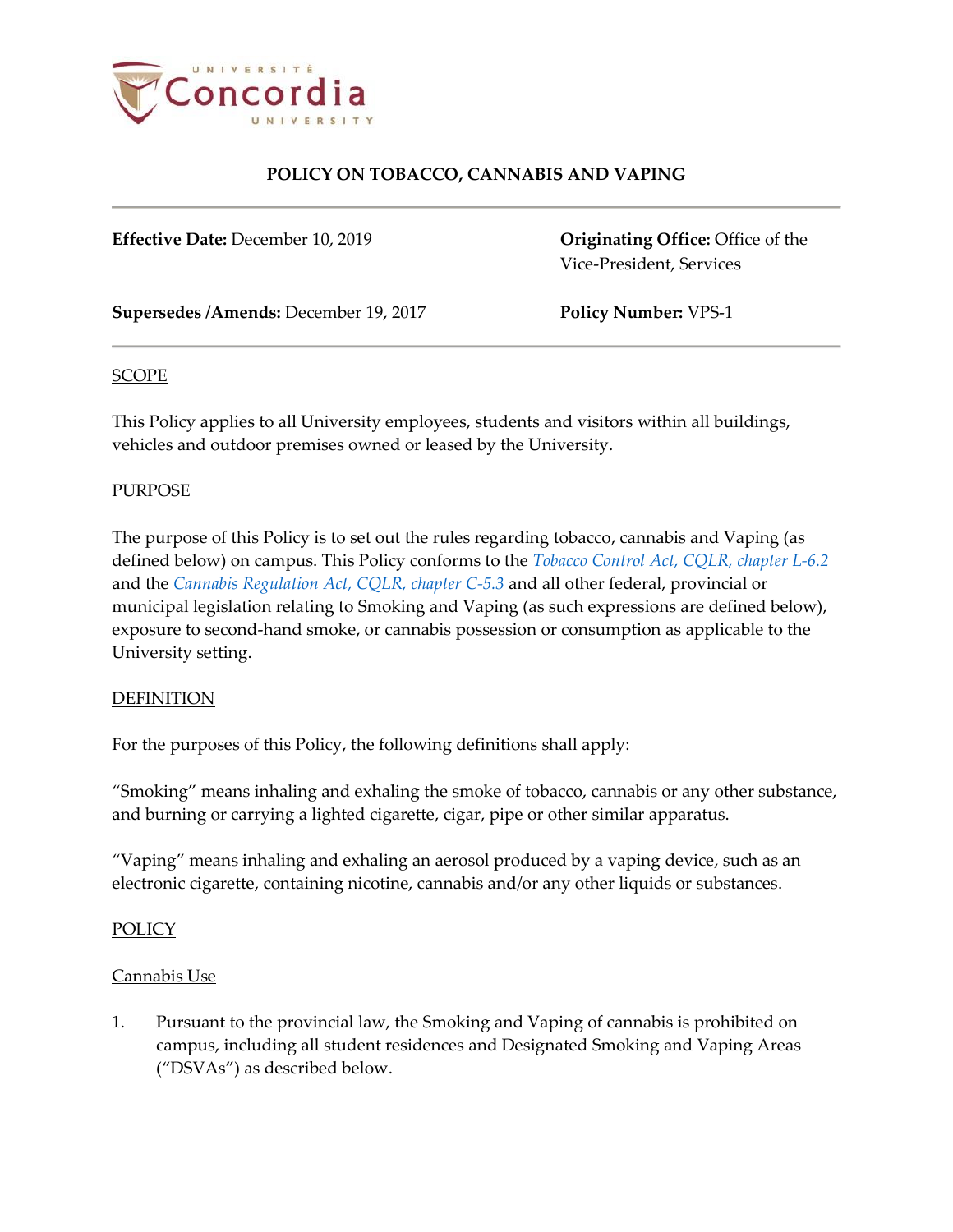# POLICY ON TOBACCO, CANNABIS AND VAPING

**Effective Date:** December 10, 2019

**Originating Office:** Office of the Vice-President, Services

**Supersedes /Amends:** December 19, 2017

**Policy Number:** VPS-1

## SCOPE

This Policy applies to all University employees, students and visitors within all buildings, vehicles and outdoor premises owned or leased by the University.

## PURPOSE

The purpose of this Policy is to set out the rules regarding tobacco, cannabis and Vaping (as defined below) on campus. This Policy conforms to the *Tobacco Control Act, CQLR, chapter L-6.2* and the *Cannabis Regulation Act, CQLR, chapter C-5.3* and all other federal, provincial or municipal legislation relating to Smoking and Vaping (as such expressions are defined below), exposure to second-hand smoke, or cannabis possession or consumption as applicable to the University setting.

## DEFINITION

For the purposes of this Policy, the following definitions shall apply:

"Smoking" means inhaling and exhaling the smoke of tobacco, cannabis or any other substance, and burning or carrying a lighted cigarette, cigar, pipe or other similar apparatus.

"Vaping" means inhaling and exhaling an aerosol produced by a vaping device, such as an electronic cigarette, containing nicotine, cannabis and/or any other liquids or substances.

## POLICY

### Cannabis Use

1. Pursuant to the provincial law, the Smoking and Vaping of cannabis is prohibited on campus, including all student residences and Designated Smoking and Vaping Areas ("DSVAs") as described below.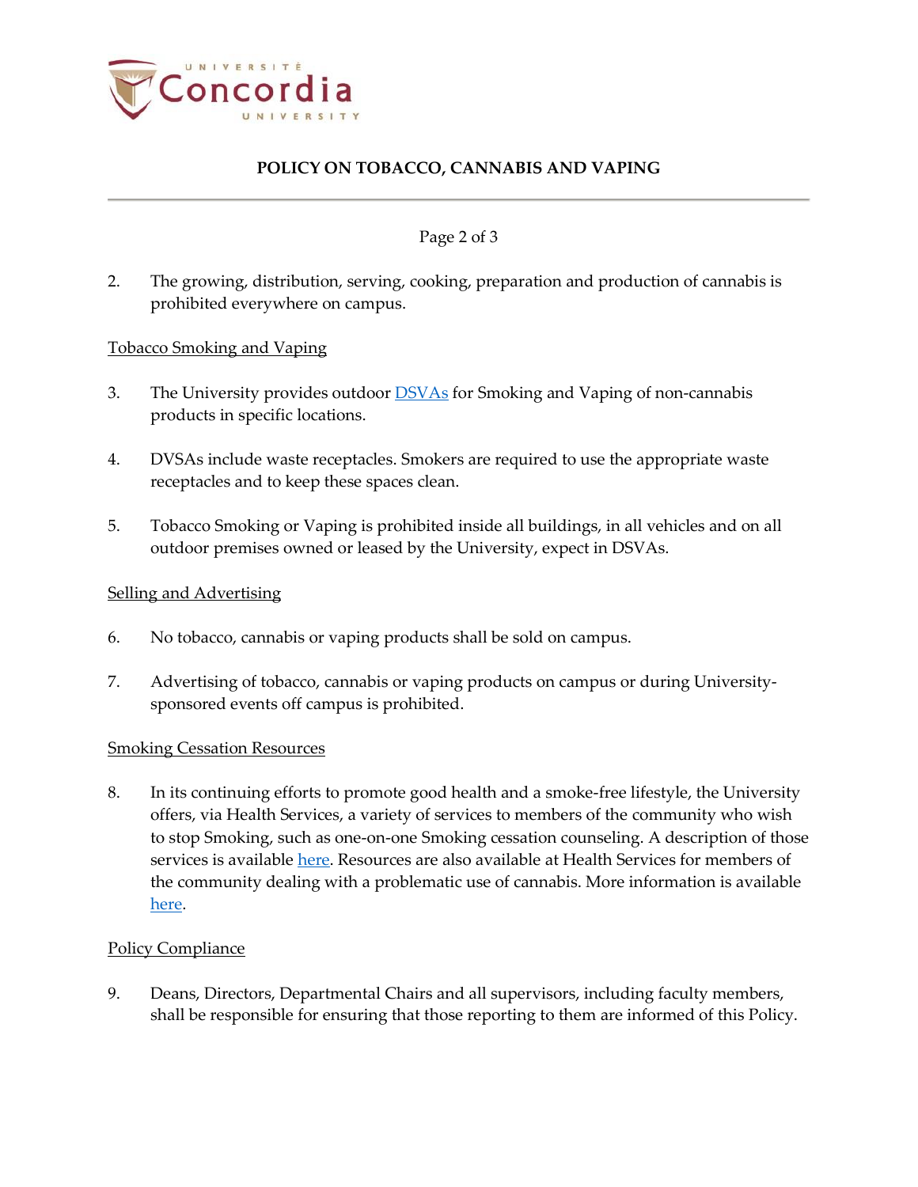2. The growing, distribution, serving, cooking, preparation and production of cannabis is prohibited everywhere on campus.

Tobacco Smoking and Vaping

3. The University provides outdoor DSVAs for Smoking and Vaping of non-cannabis products in specific locations.

4. DVSAs include waste receptacles. Smokers are required to use the appropriate waste receptacles and to keep these spaces clean.

5. Tobacco Smoking or Vaping is prohibited inside all buildings, in all vehicles and on all outdoor premises owned or leased by the University, expect in DSVAs.

Selling and Advertising

6. No tobacco, cannabis or vaping products shall be sold on campus.

7. Advertising of tobacco, cannabis or vaping products on campus or during University-sponsored events off campus is prohibited.

Smoking Cessation Resources

8. In its continuing efforts to promote good health and a smoke-free lifestyle, the University offers, via Health Services, a variety of services to members of the community who wish to stop Smoking, such as one-on-one Smoking cessation counseling. A description of those services is available here. Resources are also available at Health Services for members of the community dealing with a problematic use of cannabis. More information is available here.

Policy Compliance

9. Deans, Directors, Departmental Chairs and all supervisors, including faculty members, shall be responsible for ensuring that those reporting to them are informed of this Policy.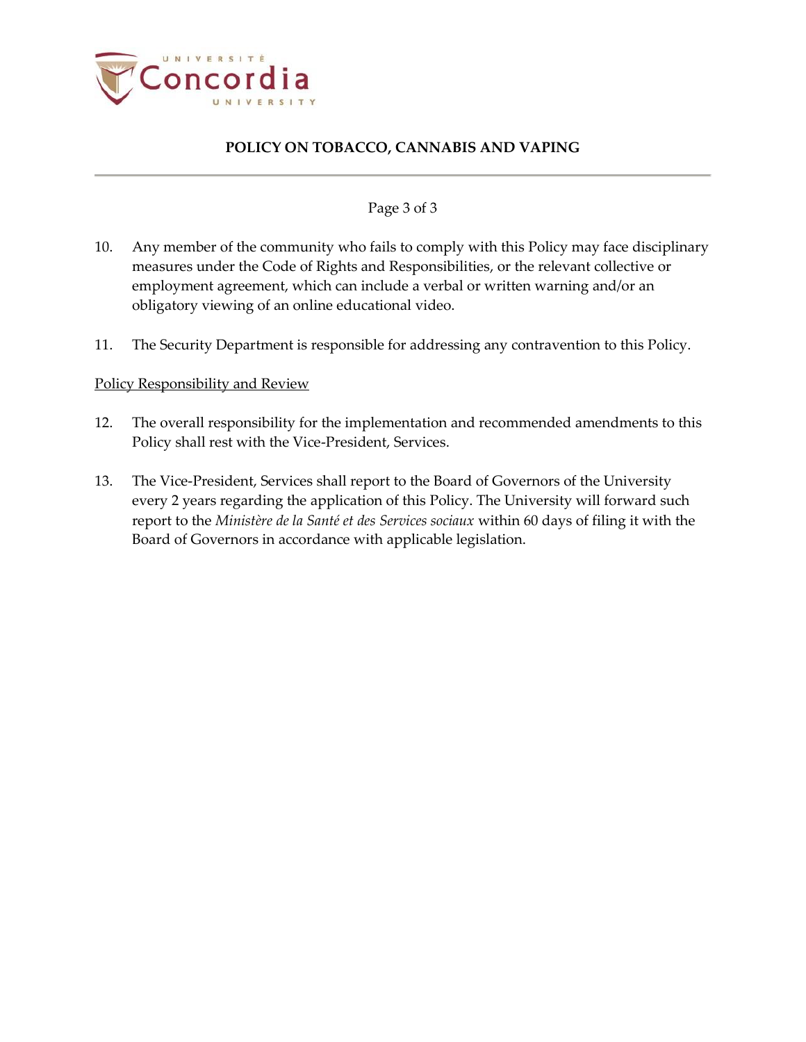10. Any member of the community who fails to comply with this Policy may face disciplinary measures under the Code of Rights and Responsibilities, or the relevant collective or employment agreement, which can include a verbal or written warning and/or an obligatory viewing of an online educational video.

11. The Security Department is responsible for addressing any contravention to this Policy.

Policy Responsibility and Review

12. The overall responsibility for the implementation and recommended amendments to this Policy shall rest with the Vice-President, Services.

13. The Vice-President, Services shall report to the Board of Governors of the University every 2 years regarding the application of this Policy. The University will forward such report to the *Ministère de la Santé et des Services sociaux* within 60 days of filing it with the Board of Governors in accordance with applicable legislation.